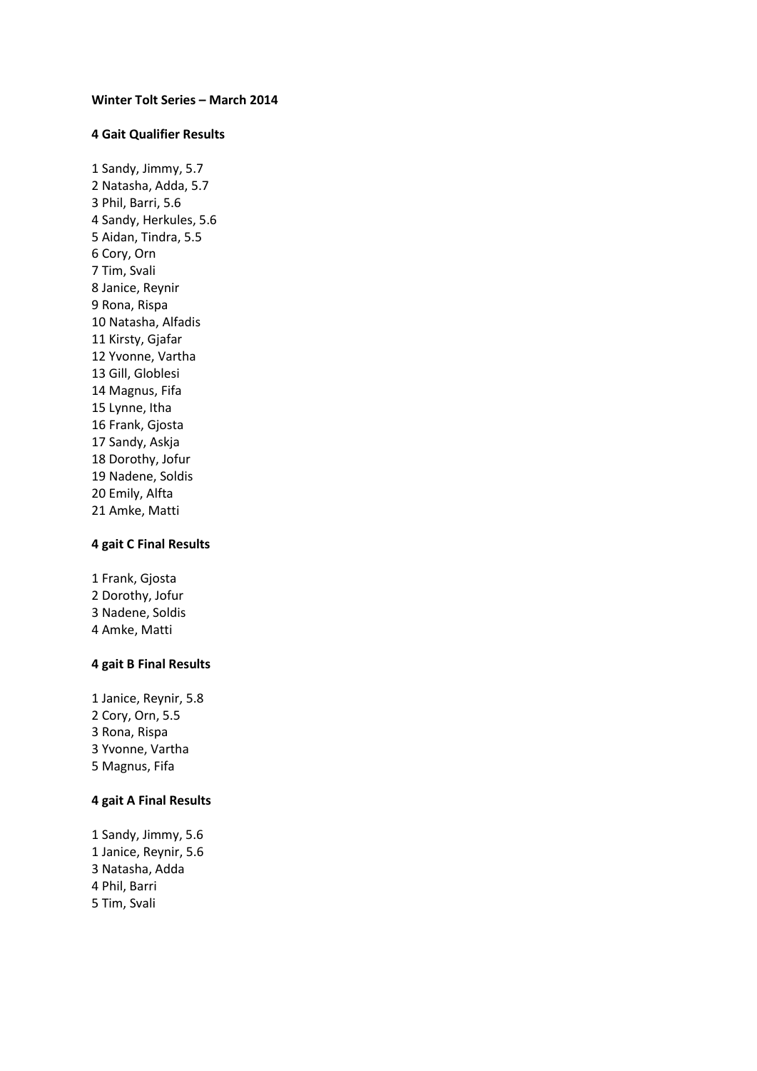**Winter Tolt Series – March 2014**

**4 Gait Qualifier Results**

1 Sandy, Jimmy, 5.7
2 Natasha, Adda, 5.7
3 Phil, Barri, 5.6
4 Sandy, Herkules, 5.6
5 Aidan, Tindra, 5.5
6 Cory, Orn
7 Tim, Svali
8 Janice, Reynir
9 Rona, Rispa
10 Natasha, Alfadis
11 Kirsty, Gjafar
12 Yvonne, Vartha
13 Gill, Globlesi
14 Magnus, Fifa
15 Lynne, Itha
16 Frank, Gjosta
17 Sandy, Askja
18 Dorothy, Jofur
19 Nadene, Soldis
20 Emily, Alfta
21 Amke, Matti

**4 gait C Final Results**

1 Frank, Gjosta
2 Dorothy, Jofur
3 Nadene, Soldis
4 Amke, Matti

**4 gait B Final Results**

1 Janice, Reynir, 5.8
2 Cory, Orn, 5.5
3 Rona, Rispa
3 Yvonne, Vartha
5 Magnus, Fifa

**4 gait A Final Results**

1 Sandy, Jimmy, 5.6
1 Janice, Reynir, 5.6
3 Natasha, Adda
4 Phil, Barri
5 Tim, Svali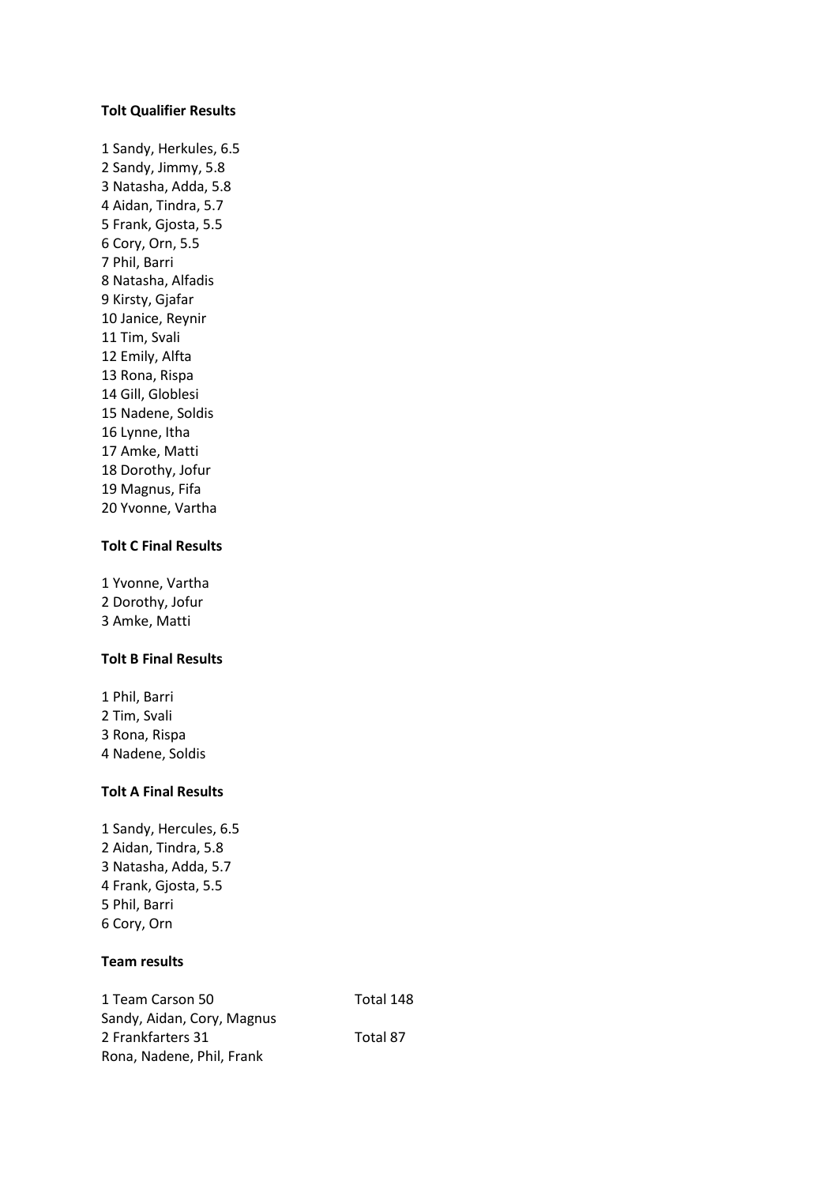**Tolt Qualifier Results**

1 Sandy, Herkules, 6.5
2 Sandy, Jimmy, 5.8
3 Natasha, Adda, 5.8
4 Aidan, Tindra, 5.7
5 Frank, Gjosta, 5.5
6 Cory, Orn, 5.5
7 Phil, Barri
8 Natasha, Alfadis
9 Kirsty, Gjafar
10 Janice, Reynir
11 Tim, Svali
12 Emily, Alfta
13 Rona, Rispa
14 Gill, Globlesi
15 Nadene, Soldis
16 Lynne, Itha
17 Amke, Matti
18 Dorothy, Jofur
19 Magnus, Fifa
20 Yvonne, Vartha

**Tolt C Final Results**

1 Yvonne, Vartha
2 Dorothy, Jofur
3 Amke, Matti

**Tolt B Final Results**

1 Phil, Barri
2 Tim, Svali
3 Rona, Rispa
4 Nadene, Soldis

**Tolt A Final Results**

1 Sandy, Hercules, 6.5
2 Aidan, Tindra, 5.8
3 Natasha, Adda, 5.7
4 Frank, Gjosta, 5.5
5 Phil, Barri
6 Cory, Orn

**Team results**

1 Team Carson 50 Total 148
Sandy, Aidan, Cory, Magnus
2 Frankfarters 31 Total 87
Rona, Nadene, Phil, Frank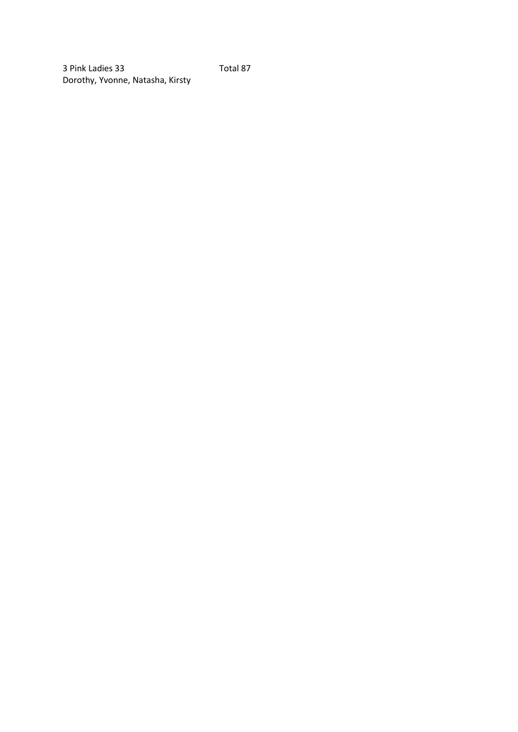3 Pink Ladies 33 Total 87

Dorothy, Yvonne, Natasha, Kirsty